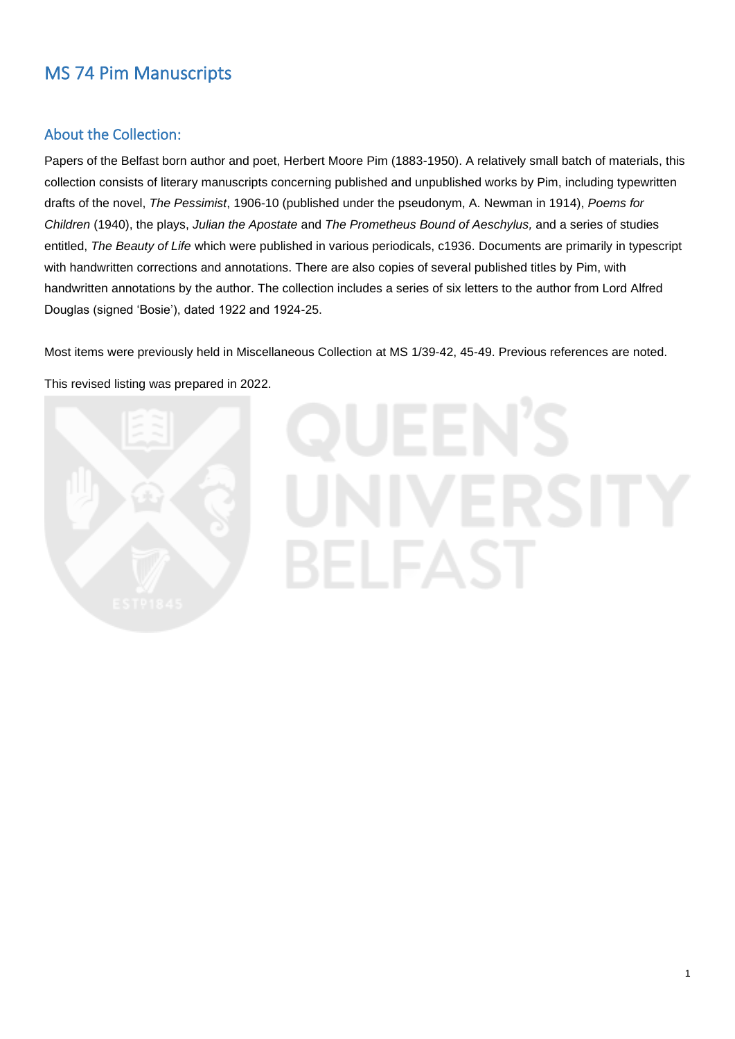# MS 74 Pim Manuscripts

## About the Collection:

Papers of the Belfast born author and poet, Herbert Moore Pim (1883-1950). A relatively small batch of materials, this collection consists of literary manuscripts concerning published and unpublished works by Pim, including typewritten drafts of the novel, *The Pessimist*, 1906-10 (published under the pseudonym, A. Newman in 1914), *Poems for Children* (1940), the plays, *Julian the Apostate* and *The Prometheus Bound of Aeschylus,* and a series of studies entitled, *The Beauty of Life* which were published in various periodicals, c1936. Documents are primarily in typescript with handwritten corrections and annotations. There are also copies of several published titles by Pim, with handwritten annotations by the author. The collection includes a series of six letters to the author from Lord Alfred Douglas (signed 'Bosie'), dated 1922 and 1924-25.

Most items were previously held in Miscellaneous Collection at MS 1/39-42, 45-49. Previous references are noted.

This revised listing was prepared in 2022.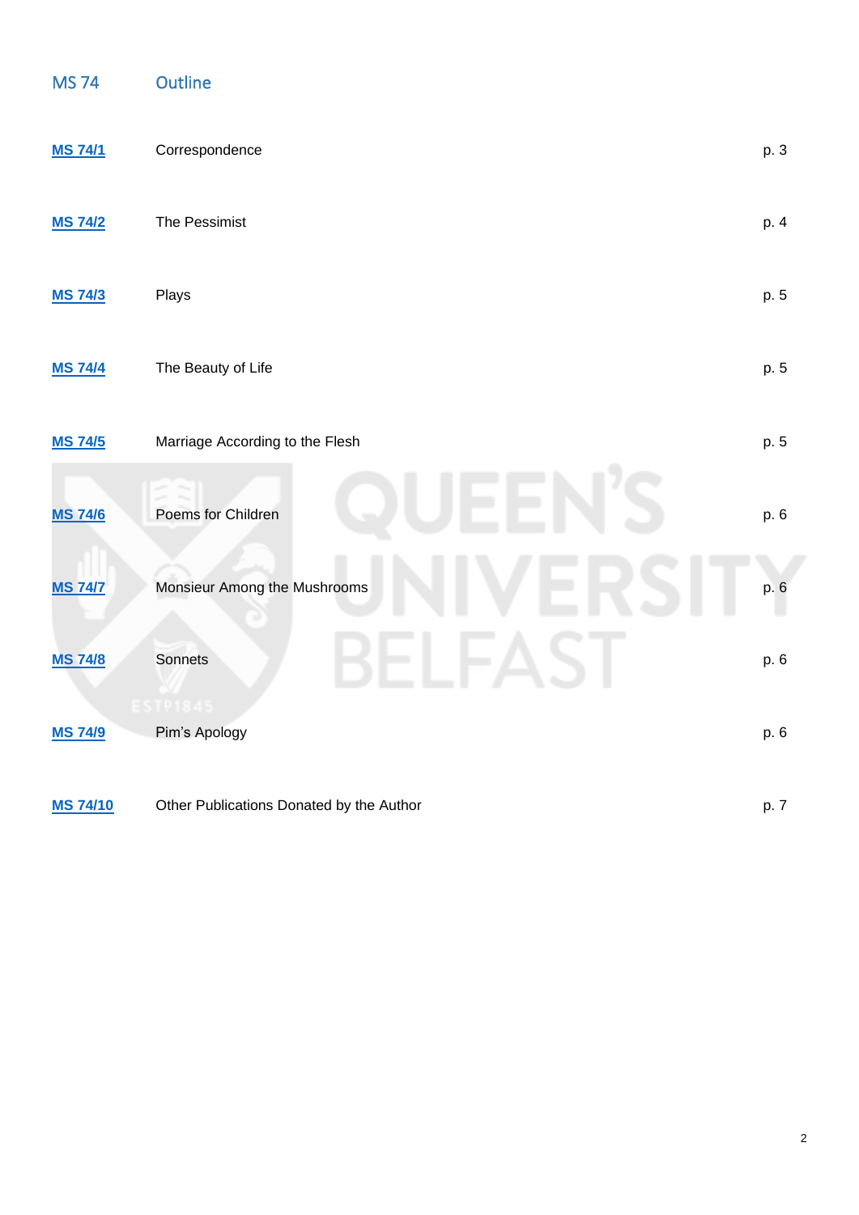## MS 74 Outline

| | | |
|---|---|---|
| **MS 74/1** | Correspondence | p. 3 |
| **MS 74/2** | The Pessimist | p. 4 |
| **MS 74/3** | Plays | p. 5 |
| **MS 74/4** | The Beauty of Life | p. 5 |
| **MS 74/5** | Marriage According to the Flesh | p. 5 |
| **MS 74/6** | Poems for Children | p. 6 |
| **MS 74/7** | Monsieur Among the Mushrooms | p. 6 |
| **MS 74/8** | Sonnets | p. 6 |
| **MS 74/9** | Pim's Apology | p. 6 |
| **MS 74/10** | Other Publications Donated by the Author | p. 7 |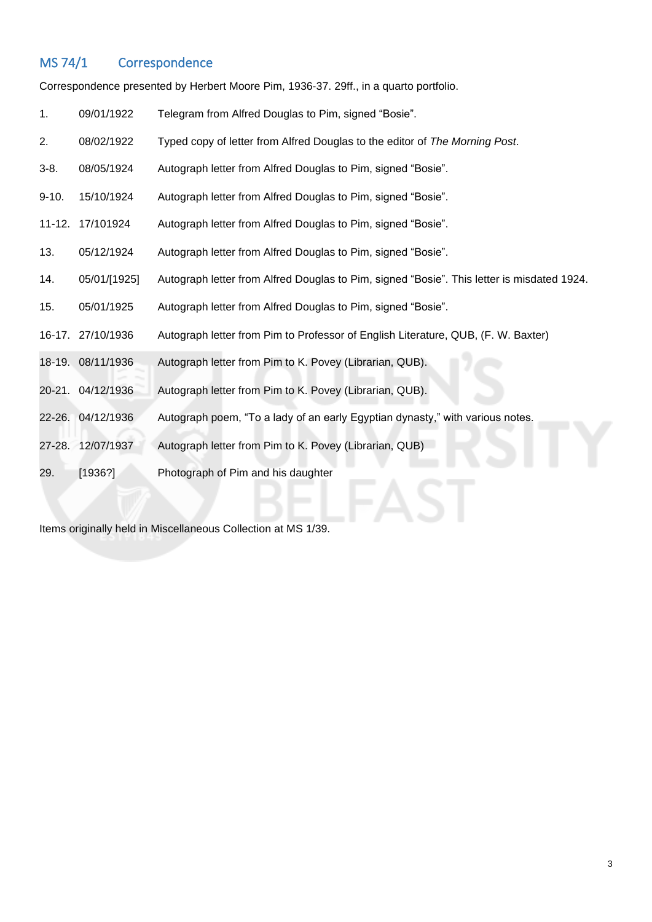## MS 74/1 Correspondence

Correspondence presented by Herbert Moore Pim, 1936-37. 29ff., in a quarto portfolio.

| | | |
|---|---|---|
| 1. | 09/01/1922 | Telegram from Alfred Douglas to Pim, signed “Bosie”. |
| 2. | 08/02/1922 | Typed copy of letter from Alfred Douglas to the editor of *The Morning Post*. |
| 3-8. | 08/05/1924 | Autograph letter from Alfred Douglas to Pim, signed “Bosie”. |
| 9-10. | 15/10/1924 | Autograph letter from Alfred Douglas to Pim, signed “Bosie”. |
| 11-12. | 17/101924 | Autograph letter from Alfred Douglas to Pim, signed “Bosie”. |
| 13. | 05/12/1924 | Autograph letter from Alfred Douglas to Pim, signed “Bosie”. |
| 14. | 05/01/[1925] | Autograph letter from Alfred Douglas to Pim, signed “Bosie”. This letter is misdated 1924. |
| 15. | 05/01/1925 | Autograph letter from Alfred Douglas to Pim, signed “Bosie”. |
| 16-17. | 27/10/1936 | Autograph letter from Pim to Professor of English Literature, QUB, (F. W. Baxter) |
| 18-19. | 08/11/1936 | Autograph letter from Pim to K. Povey (Librarian, QUB). |
| 20-21. | 04/12/1936 | Autograph letter from Pim to K. Povey (Librarian, QUB). |
| 22-26. | 04/12/1936 | Autograph poem, “To a lady of an early Egyptian dynasty,” with various notes. |
| 27-28. | 12/07/1937 | Autograph letter from Pim to K. Povey (Librarian, QUB) |
| 29. | [1936?] | Photograph of Pim and his daughter |

Items originally held in Miscellaneous Collection at MS 1/39.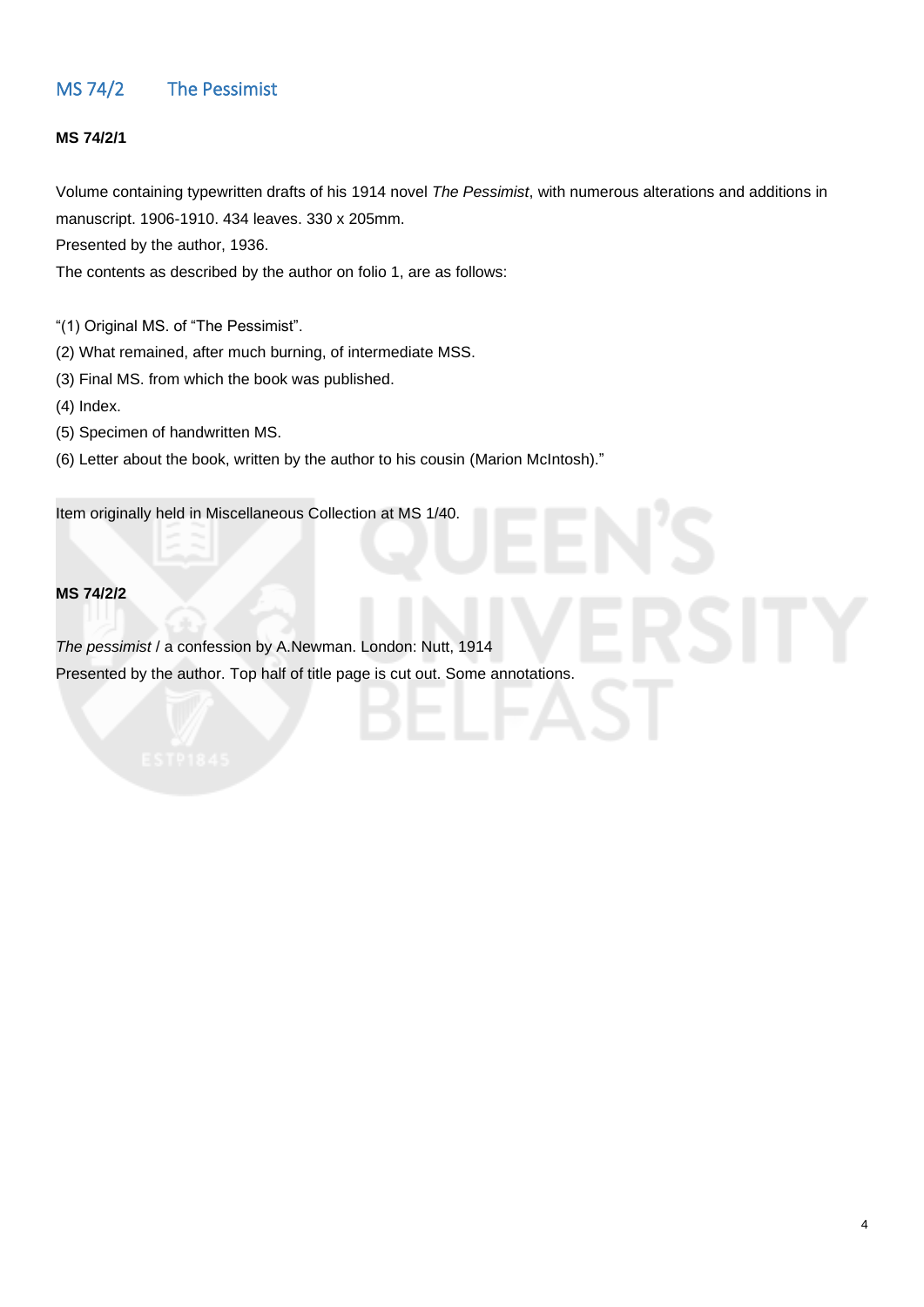## MS 74/2 The Pessimist

**MS 74/2/1**

Volume containing typewritten drafts of his 1914 novel *The Pessimist*, with numerous alterations and additions in manuscript. 1906-1910. 434 leaves. 330 x 205mm.
Presented by the author, 1936.
The contents as described by the author on folio 1, are as follows:

"(1) Original MS. of "The Pessimist".
(2) What remained, after much burning, of intermediate MSS.
(3) Final MS. from which the book was published.
(4) Index.
(5) Specimen of handwritten MS.
(6) Letter about the book, written by the author to his cousin (Marion McIntosh)."

Item originally held in Miscellaneous Collection at MS 1/40.

**MS 74/2/2**

*The pessimist* / a confession by A.Newman. London: Nutt, 1914
Presented by the author. Top half of title page is cut out. Some annotations.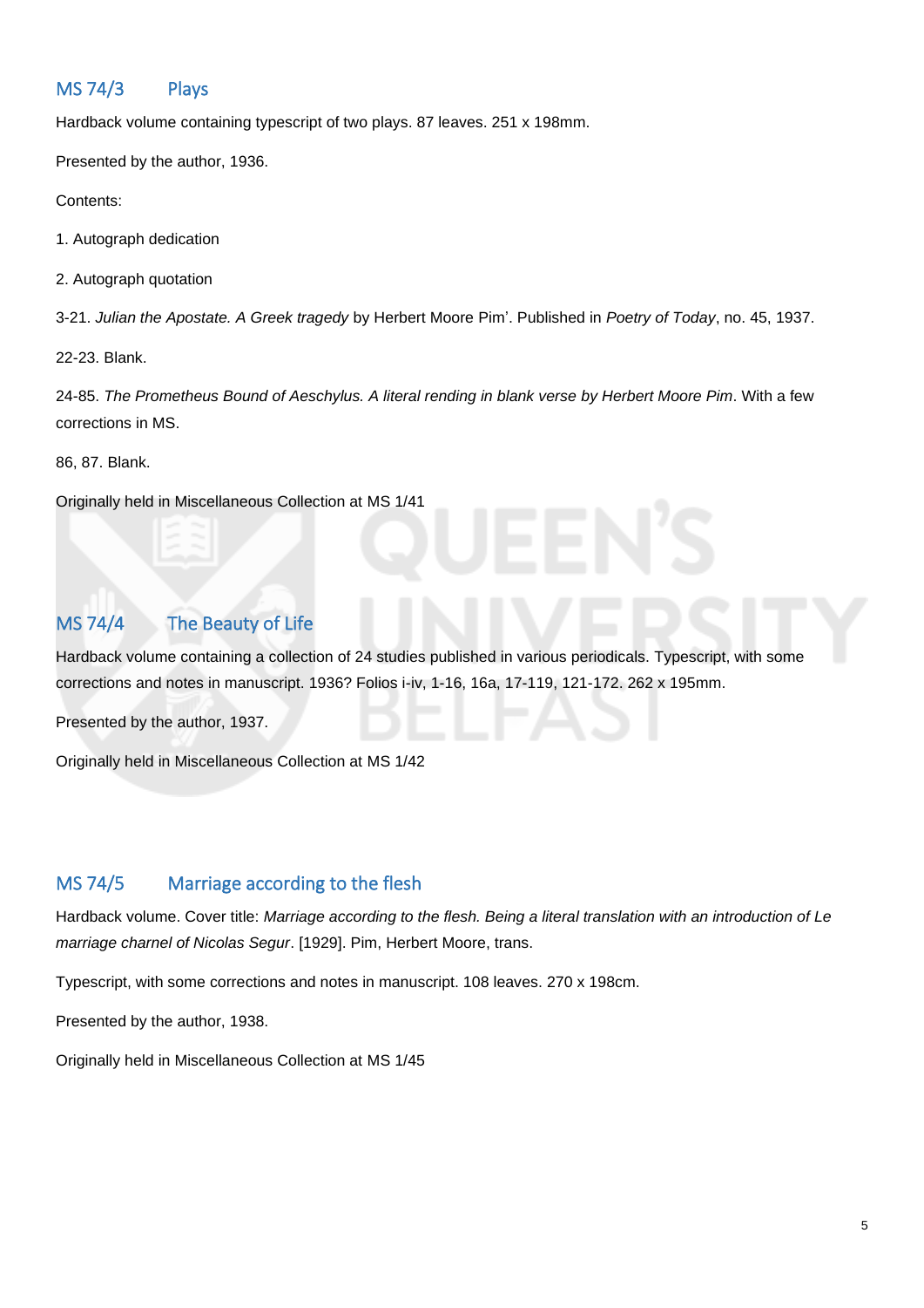## MS 74/3 Plays

Hardback volume containing typescript of two plays. 87 leaves. 251 x 198mm.

Presented by the author, 1936.

Contents:

1. Autograph dedication

2. Autograph quotation

3-21. *Julian the Apostate. A Greek tragedy* by Herbert Moore Pim'. Published in *Poetry of Today*, no. 45, 1937.

22-23. Blank.

24-85. *The Prometheus Bound of Aeschylus. A literal rending in blank verse by Herbert Moore Pim*. With a few corrections in MS.

86, 87. Blank.

Originally held in Miscellaneous Collection at MS 1/41

## MS 74/4 The Beauty of Life

Hardback volume containing a collection of 24 studies published in various periodicals. Typescript, with some corrections and notes in manuscript. 1936? Folios i-iv, 1-16, 16a, 17-119, 121-172. 262 x 195mm.

Presented by the author, 1937.

Originally held in Miscellaneous Collection at MS 1/42

## MS 74/5 Marriage according to the flesh

Hardback volume. Cover title: *Marriage according to the flesh. Being a literal translation with an introduction of Le marriage charnel of Nicolas Segur*. [1929]. Pim, Herbert Moore, trans.

Typescript, with some corrections and notes in manuscript. 108 leaves. 270 x 198cm.

Presented by the author, 1938.

Originally held in Miscellaneous Collection at MS 1/45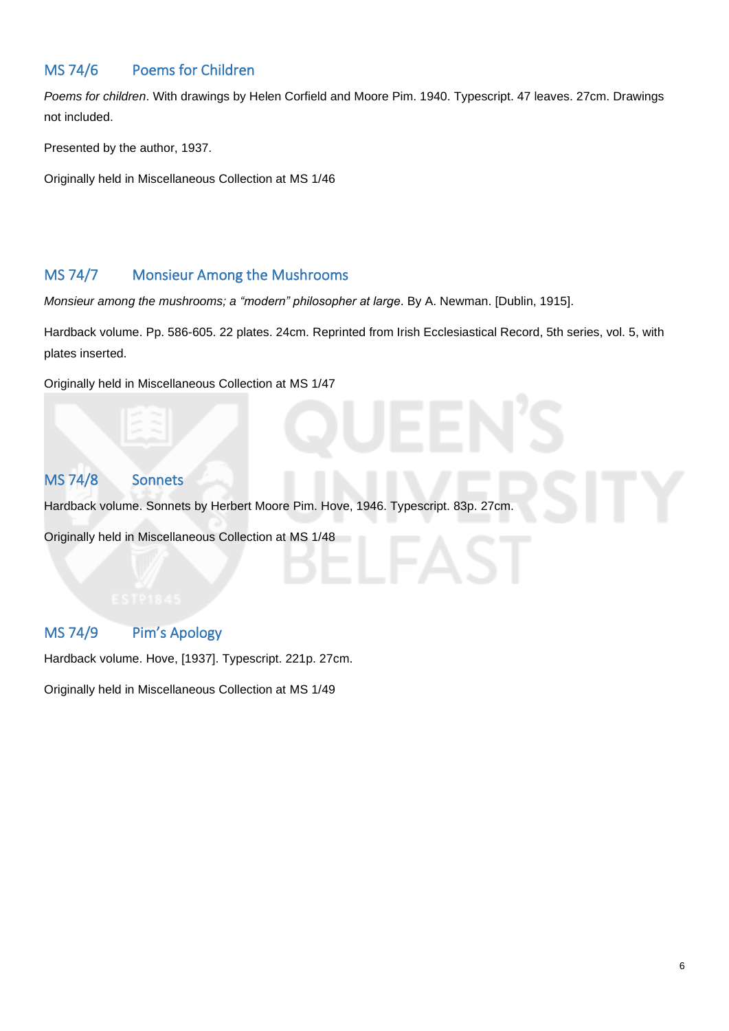## MS 74/6 Poems for Children

*Poems for children*. With drawings by Helen Corfield and Moore Pim. 1940. Typescript. 47 leaves. 27cm. Drawings not included.

Presented by the author, 1937.

Originally held in Miscellaneous Collection at MS 1/46

## MS 74/7 Monsieur Among the Mushrooms

*Monsieur among the mushrooms; a "modern" philosopher at large*. By A. Newman. [Dublin, 1915].

Hardback volume. Pp. 586-605. 22 plates. 24cm. Reprinted from Irish Ecclesiastical Record, 5th series, vol. 5, with plates inserted.

Originally held in Miscellaneous Collection at MS 1/47

## MS 74/8 Sonnets

Hardback volume. Sonnets by Herbert Moore Pim. Hove, 1946. Typescript. 83p. 27cm.

Originally held in Miscellaneous Collection at MS 1/48

## MS 74/9 Pim's Apology

Hardback volume. Hove, [1937]. Typescript. 221p. 27cm.

Originally held in Miscellaneous Collection at MS 1/49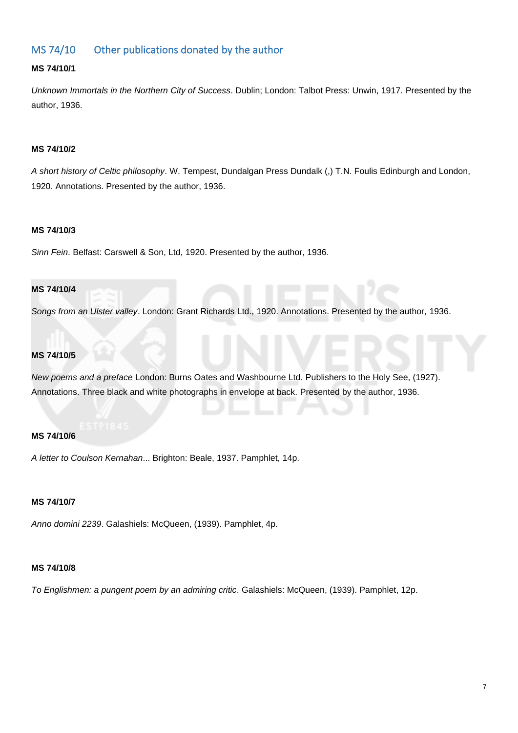## MS 74/10 Other publications donated by the author

**MS 74/10/1**

*Unknown Immortals in the Northern City of Success*. Dublin; London: Talbot Press: Unwin, 1917. Presented by the author, 1936.

**MS 74/10/2**

*A short history of Celtic philosophy*. W. Tempest, Dundalgan Press Dundalk (,) T.N. Foulis Edinburgh and London, 1920. Annotations. Presented by the author, 1936.

**MS 74/10/3**

*Sinn Fein*. Belfast: Carswell & Son, Ltd, 1920. Presented by the author, 1936.

**MS 74/10/4**

*Songs from an Ulster valley*. London: Grant Richards Ltd., 1920. Annotations. Presented by the author, 1936.

**MS 74/10/5**

*New poems and a preface* London: Burns Oates and Washbourne Ltd. Publishers to the Holy See, (1927). Annotations. Three black and white photographs in envelope at back. Presented by the author, 1936.

**MS 74/10/6**

*A letter to Coulson Kernahan*... Brighton: Beale, 1937. Pamphlet, 14p.

**MS 74/10/7**

*Anno domini 2239*. Galashiels: McQueen, (1939). Pamphlet, 4p.

**MS 74/10/8**

*To Englishmen: a pungent poem by an admiring critic*. Galashiels: McQueen, (1939). Pamphlet, 12p.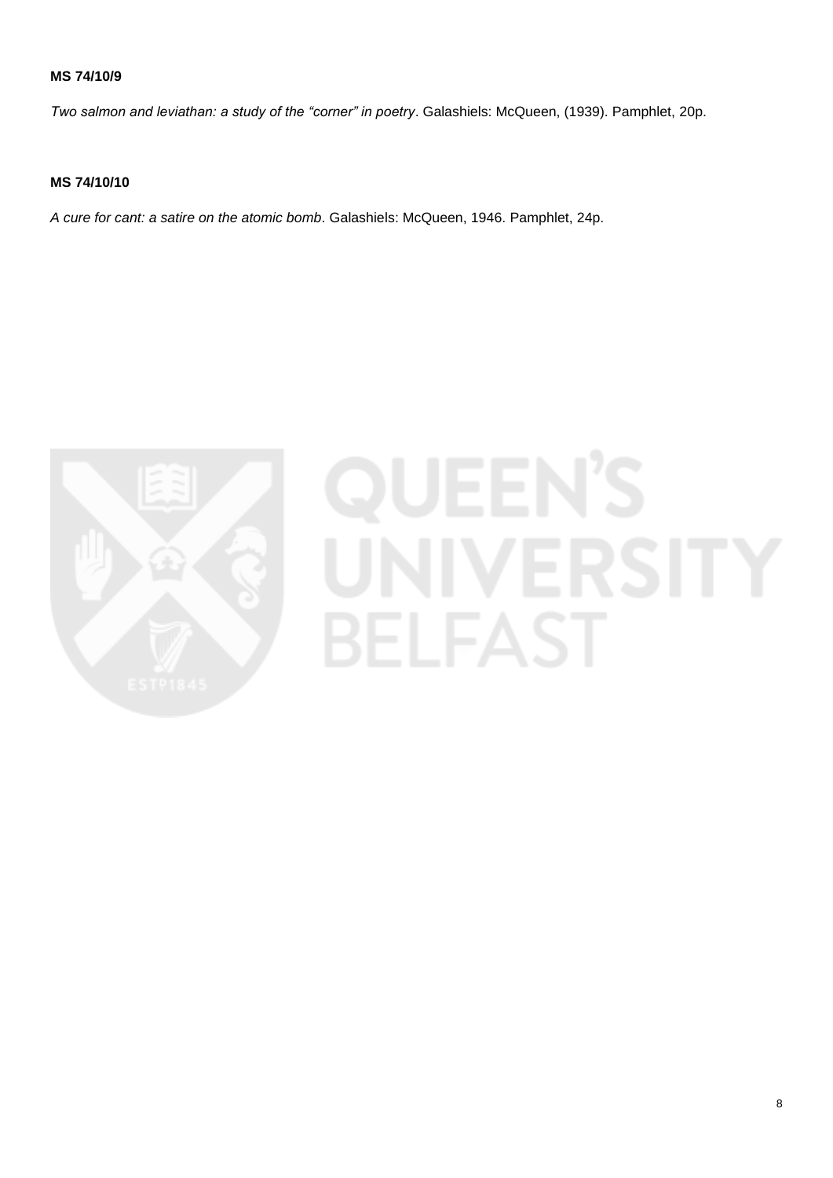**MS 74/10/9**

*Two salmon and leviathan: a study of the “corner” in poetry*. Galashiels: McQueen, (1939). Pamphlet, 20p.

**MS 74/10/10**

*A cure for cant: a satire on the atomic bomb*. Galashiels: McQueen, 1946. Pamphlet, 24p.